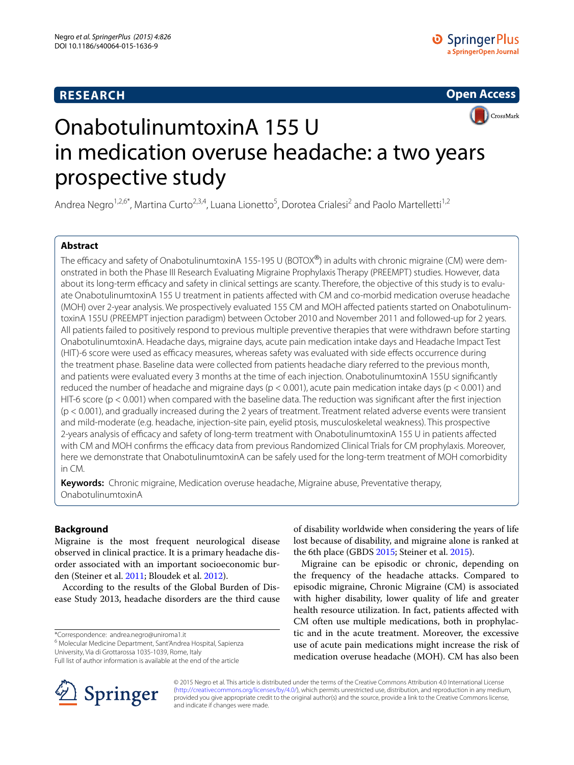# OnabotulinumtoxinA 155 U in medication overuse headache: a two years prospective study

Andrea Negro[1,2,6*], Martina Curto[2,3,4], Luana Lionetto[5], Dorotea Crialesi[2] and Paolo Martelletti[1,2]

## Abstract

The efficacy and safety of OnabotulinumtoxinA 155-195 U (BOTOX®) in adults with chronic migraine (CM) were demonstrated in both the Phase III Research Evaluating Migraine Prophylaxis Therapy (PREEMPT) studies. However, data about its long-term efficacy and safety in clinical settings are scanty. Therefore, the objective of this study is to evaluate OnabotulinumtoxinA 155 U treatment in patients affected with CM and co-morbid medication overuse headache (MOH) over 2-year analysis. We prospectively evaluated 155 CM and MOH affected patients started on OnabotulinumtoxinA 155U (PREEMPT injection paradigm) between October 2010 and November 2011 and followed-up for 2 years. All patients failed to positively respond to previous multiple preventive therapies that were withdrawn before starting OnabotulinumtoxinA. Headache days, migraine days, acute pain medication intake days and Headache Impact Test (HIT)-6 score were used as efficacy measures, whereas safety was evaluated with side effects occurrence during the treatment phase. Baseline data were collected from patients headache diary referred to the previous month, and patients were evaluated every 3 months at the time of each injection. OnabotulinumtoxinA 155U significantly reduced the number of headache and migraine days ($p < 0.001$), acute pain medication intake days ($p < 0.001$) and HIT-6 score ($p < 0.001$) when compared with the baseline data. The reduction was significant after the first injection ($p < 0.001$), and gradually increased during the 2 years of treatment. Treatment related adverse events were transient and mild-moderate (e.g. headache, injection-site pain, eyelid ptosis, musculoskeletal weakness). This prospective 2-years analysis of efficacy and safety of long-term treatment with OnabotulinumtoxinA 155 U in patients affected with CM and MOH confirms the efficacy data from previous Randomized Clinical Trials for CM prophylaxis. Moreover, here we demonstrate that OnabotulinumtoxinA can be safely used for the long-term treatment of MOH comorbidity in CM.

**Keywords:** Chronic migraine, Medication overuse headache, Migraine abuse, Preventative therapy, OnabotulinumtoxinA

## Background

Migraine is the most frequent neurological disease observed in clinical practice. It is a primary headache disorder associated with an important socioeconomic burden (Steiner et al. 2011; Bloudek et al. 2012).

According to the results of the Global Burden of Disease Study 2013, headache disorders are the third cause of disability worldwide when considering the years of life lost because of disability, and migraine alone is ranked at the 6th place (GBDS 2015; Steiner et al. 2015).

Migraine can be episodic or chronic, depending on the frequency of the headache attacks. Compared to episodic migraine, Chronic Migraine (CM) is associated with higher disability, lower quality of life and greater health resource utilization. In fact, patients affected with CM often use multiple medications, both in prophylactic and in the acute treatment. Moreover, the excessive use of acute pain medications might increase the risk of medication overuse headache (MOH). CM has also been

*Correspondence: andrea.negro@uniroma1.it
[6] Molecular Medicine Department, Sant'Andrea Hospital, Sapienza University, Via di Grottarossa 1035-1039, Rome, Italy
Full list of author information is available at the end of the article

© 2015 Negro et al. This article is distributed under the terms of the Creative Commons Attribution 4.0 International License (http://creativecommons.org/licenses/by/4.0/), which permits unrestricted use, distribution, and reproduction in any medium, provided you give appropriate credit to the original author(s) and the source, provide a link to the Creative Commons license, and indicate if changes were made.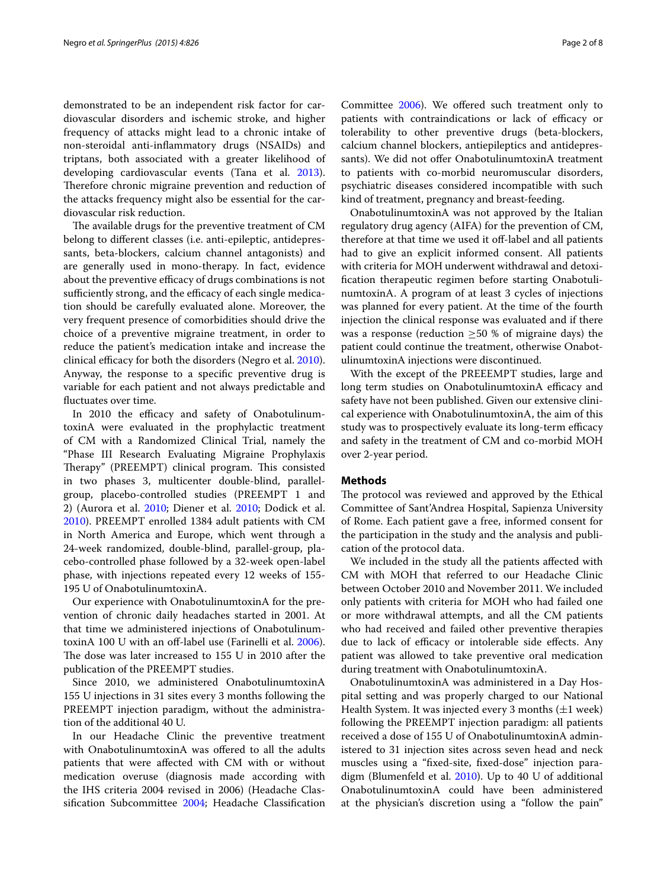demonstrated to be an independent risk factor for cardiovascular disorders and ischemic stroke, and higher frequency of attacks might lead to a chronic intake of non-steroidal anti-inflammatory drugs (NSAIDs) and triptans, both associated with a greater likelihood of developing cardiovascular events (Tana et al. 2013). Therefore chronic migraine prevention and reduction of the attacks frequency might also be essential for the cardiovascular risk reduction.

The available drugs for the preventive treatment of CM belong to different classes (i.e. anti-epileptic, antidepressants, beta-blockers, calcium channel antagonists) and are generally used in mono-therapy. In fact, evidence about the preventive efficacy of drugs combinations is not sufficiently strong, and the efficacy of each single medication should be carefully evaluated alone. Moreover, the very frequent presence of comorbidities should drive the choice of a preventive migraine treatment, in order to reduce the patient's medication intake and increase the clinical efficacy for both the disorders (Negro et al. 2010). Anyway, the response to a specific preventive drug is variable for each patient and not always predictable and fluctuates over time.

In 2010 the efficacy and safety of OnabotulinumtoxinA were evaluated in the prophylactic treatment of CM with a Randomized Clinical Trial, namely the "Phase III Research Evaluating Migraine Prophylaxis Therapy" (PREEMPT) clinical program. This consisted in two phases 3, multicenter double-blind, parallel-group, placebo-controlled studies (PREEMPT 1 and 2) (Aurora et al. 2010; Diener et al. 2010; Dodick et al. 2010). PREEMPT enrolled 1384 adult patients with CM in North America and Europe, which went through a 24-week randomized, double-blind, parallel-group, placebo-controlled phase followed by a 32-week open-label phase, with injections repeated every 12 weeks of 155-195 U of OnabotulinumtoxinA.

Our experience with OnabotulinumtoxinA for the prevention of chronic daily headaches started in 2001. At that time we administered injections of OnabotulinumtoxinA 100 U with an off-label use (Farinelli et al. 2006). The dose was later increased to 155 U in 2010 after the publication of the PREEMPT studies.

Since 2010, we administered OnabotulinumtoxinA 155 U injections in 31 sites every 3 months following the PREEMPT injection paradigm, without the administration of the additional 40 U.

In our Headache Clinic the preventive treatment with OnabotulinumtoxinA was offered to all the adults patients that were affected with CM with or without medication overuse (diagnosis made according with the IHS criteria 2004 revised in 2006) (Headache Classification Subcommittee 2004; Headache Classification Committee 2006). We offered such treatment only to patients with contraindications or lack of efficacy or tolerability to other preventive drugs (beta-blockers, calcium channel blockers, antiepileptics and antidepressants). We did not offer OnabotulinumtoxinA treatment to patients with co-morbid neuromuscular disorders, psychiatric diseases considered incompatible with such kind of treatment, pregnancy and breast-feeding.

OnabotulinumtoxinA was not approved by the Italian regulatory drug agency (AIFA) for the prevention of CM, therefore at that time we used it off-label and all patients had to give an explicit informed consent. All patients with criteria for MOH underwent withdrawal and detoxification therapeutic regimen before starting OnabotulinumtoxinA. A program of at least 3 cycles of injections was planned for every patient. At the time of the fourth injection the clinical response was evaluated and if there was a response (reduction ≥50 % of migraine days) the patient could continue the treatment, otherwise OnabotulinumtoxinA injections were discontinued.

With the except of the PREEEMPT studies, large and long term studies on OnabotulinumtoxinA efficacy and safety have not been published. Given our extensive clinical experience with OnabotulinumtoxinA, the aim of this study was to prospectively evaluate its long-term efficacy and safety in the treatment of CM and co-morbid MOH over 2-year period.

## Methods

The protocol was reviewed and approved by the Ethical Committee of Sant'Andrea Hospital, Sapienza University of Rome. Each patient gave a free, informed consent for the participation in the study and the analysis and publication of the protocol data.

We included in the study all the patients affected with CM with MOH that referred to our Headache Clinic between October 2010 and November 2011. We included only patients with criteria for MOH who had failed one or more withdrawal attempts, and all the CM patients who had received and failed other preventive therapies due to lack of efficacy or intolerable side effects. Any patient was allowed to take preventive oral medication during treatment with OnabotulinumtoxinA.

OnabotulinumtoxinA was administered in a Day Hospital setting and was properly charged to our National Health System. It was injected every 3 months (±1 week) following the PREEMPT injection paradigm: all patients received a dose of 155 U of OnabotulinumtoxinA administered to 31 injection sites across seven head and neck muscles using a "fixed-site, fixed-dose" injection paradigm (Blumenfeld et al. 2010). Up to 40 U of additional OnabotulinumtoxinA could have been administered at the physician's discretion using a "follow the pain"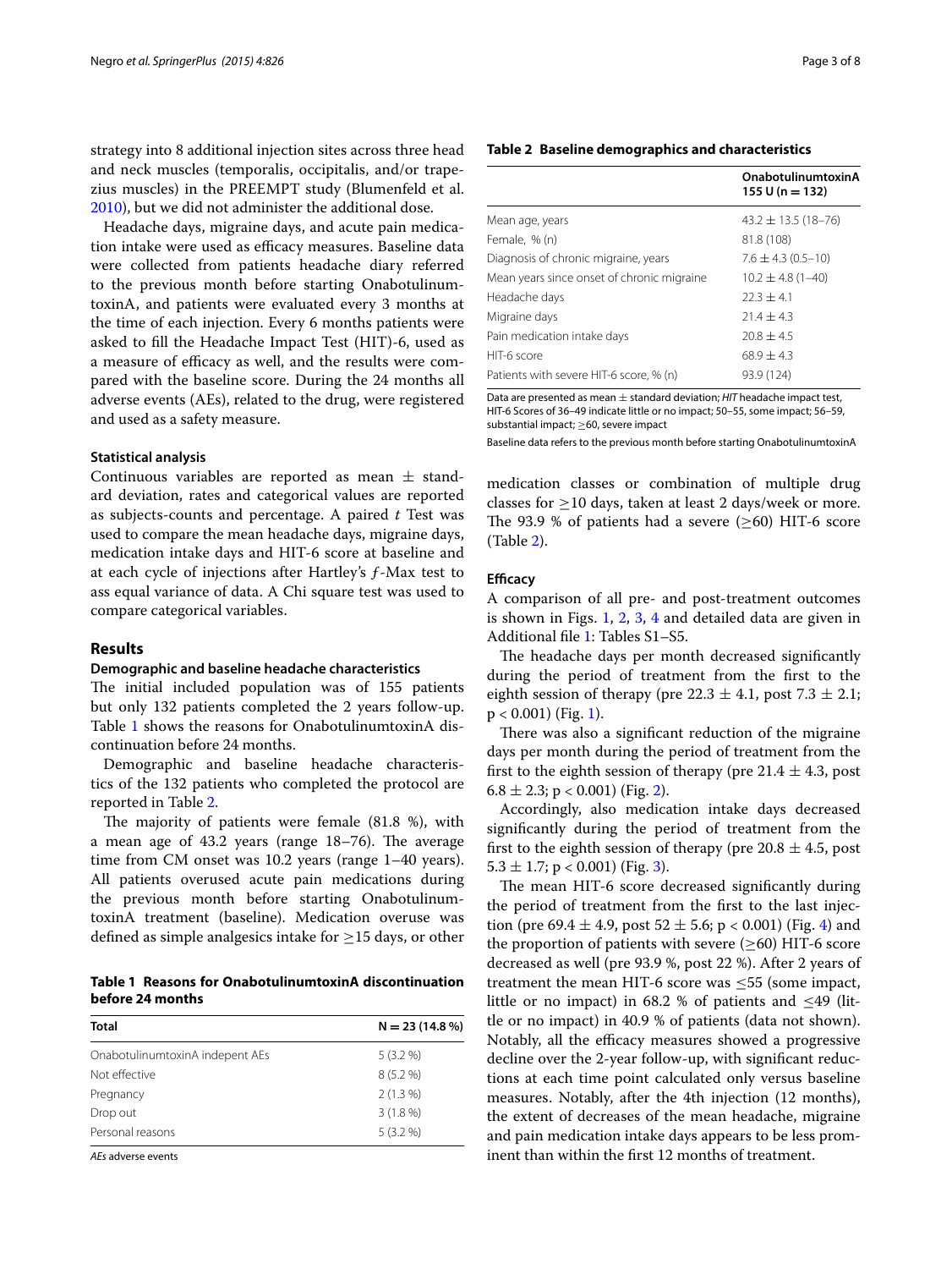strategy into 8 additional injection sites across three head and neck muscles (temporalis, occipitalis, and/or trapezius muscles) in the PREEMPT study (Blumenfeld et al. 2010), but we did not administer the additional dose.

Headache days, migraine days, and acute pain medication intake were used as efficacy measures. Baseline data were collected from patients headache diary referred to the previous month before starting OnabotulinumtoxinA, and patients were evaluated every 3 months at the time of each injection. Every 6 months patients were asked to fill the Headache Impact Test (HIT)-6, used as a measure of efficacy as well, and the results were compared with the baseline score. During the 24 months all adverse events (AEs), related to the drug, were registered and used as a safety measure.

### Statistical analysis

Continuous variables are reported as mean ± standard deviation, rates and categorical values are reported as subjects-counts and percentage. A paired *t* Test was used to compare the mean headache days, migraine days, medication intake days and HIT-6 score at baseline and at each cycle of injections after Hartley's *f*-Max test to ass equal variance of data. A Chi square test was used to compare categorical variables.

## Results

### Demographic and baseline headache characteristics

The initial included population was of 155 patients but only 132 patients completed the 2 years follow-up. Table 1 shows the reasons for OnabotulinumtoxinA discontinuation before 24 months.

Demographic and baseline headache characteristics of the 132 patients who completed the protocol are reported in Table 2.

The majority of patients were female (81.8 %), with a mean age of 43.2 years (range 18–76). The average time from CM onset was 10.2 years (range 1–40 years). All patients overused acute pain medications during the previous month before starting OnabotulinumtoxinA treatment (baseline). Medication overuse was defined as simple analgesics intake for ≥15 days, or other medication classes or combination of multiple drug classes for ≥10 days, taken at least 2 days/week or more. The 93.9 % of patients had a severe (≥60) HIT-6 score (Table 2).

**Table 1 Reasons for OnabotulinumtoxinA discontinuation before 24 months**

| Total | N = 23 (14.8 %) |
|---|---|
| OnabotulinumtoxinA indepent AEs | 5 (3.2 %) |
| Not effective | 8 (5.2 %) |
| Pregnancy | 2 (1.3 %) |
| Drop out | 3 (1.8 %) |
| Personal reasons | 5 (3.2 %) |

*AEs* adverse events

**Table 2 Baseline demographics and characteristics**

| | OnabotulinumtoxinA 155 U (n = 132) |
|---|---|
| Mean age, years | 43.2 ± 13.5 (18–76) |
| Female, % (n) | 81.8 (108) |
| Diagnosis of chronic migraine, years | 7.6 ± 4.3 (0.5–10) |
| Mean years since onset of chronic migraine | 10.2 ± 4.8 (1–40) |
| Headache days | 22.3 ± 4.1 |
| Migraine days | 21.4 ± 4.3 |
| Pain medication intake days | 20.8 ± 4.5 |
| HIT-6 score | 68.9 ± 4.3 |
| Patients with severe HIT-6 score, % (n) | 93.9 (124) |

Data are presented as mean ± standard deviation; *HIT* headache impact test, HIT-6 Scores of 36–49 indicate little or no impact; 50–55, some impact; 56–59, substantial impact; ≥60, severe impact

Baseline data refers to the previous month before starting OnabotulinumtoxinA

### Efficacy

A comparison of all pre- and post-treatment outcomes is shown in Figs. 1, 2, 3, 4 and detailed data are given in Additional file 1: Tables S1–S5.

The headache days per month decreased significantly during the period of treatment from the first to the eighth session of therapy (pre 22.3 ± 4.1, post 7.3 ± 2.1; $p < 0.001$) (Fig. 1).

There was also a significant reduction of the migraine days per month during the period of treatment from the first to the eighth session of therapy (pre 21.4 ± 4.3, post 6.8 ± 2.3; $p < 0.001$) (Fig. 2).

Accordingly, also medication intake days decreased significantly during the period of treatment from the first to the eighth session of therapy (pre 20.8 ± 4.5, post 5.3 ± 1.7; $p < 0.001$) (Fig. 3).

The mean HIT-6 score decreased significantly during the period of treatment from the first to the last injection (pre 69.4 ± 4.9, post 52 ± 5.6; $p < 0.001$) (Fig. 4) and the proportion of patients with severe (≥60) HIT-6 score decreased as well (pre 93.9 %, post 22 %). After 2 years of treatment the mean HIT-6 score was ≤55 (some impact, little or no impact) in 68.2 % of patients and ≤49 (little or no impact) in 40.9 % of patients (data not shown). Notably, all the efficacy measures showed a progressive decline over the 2-year follow-up, with significant reductions at each time point calculated only versus baseline measures. Notably, after the 4th injection (12 months), the extent of decreases of the mean headache, migraine and pain medication intake days appears to be less prominent than within the first 12 months of treatment.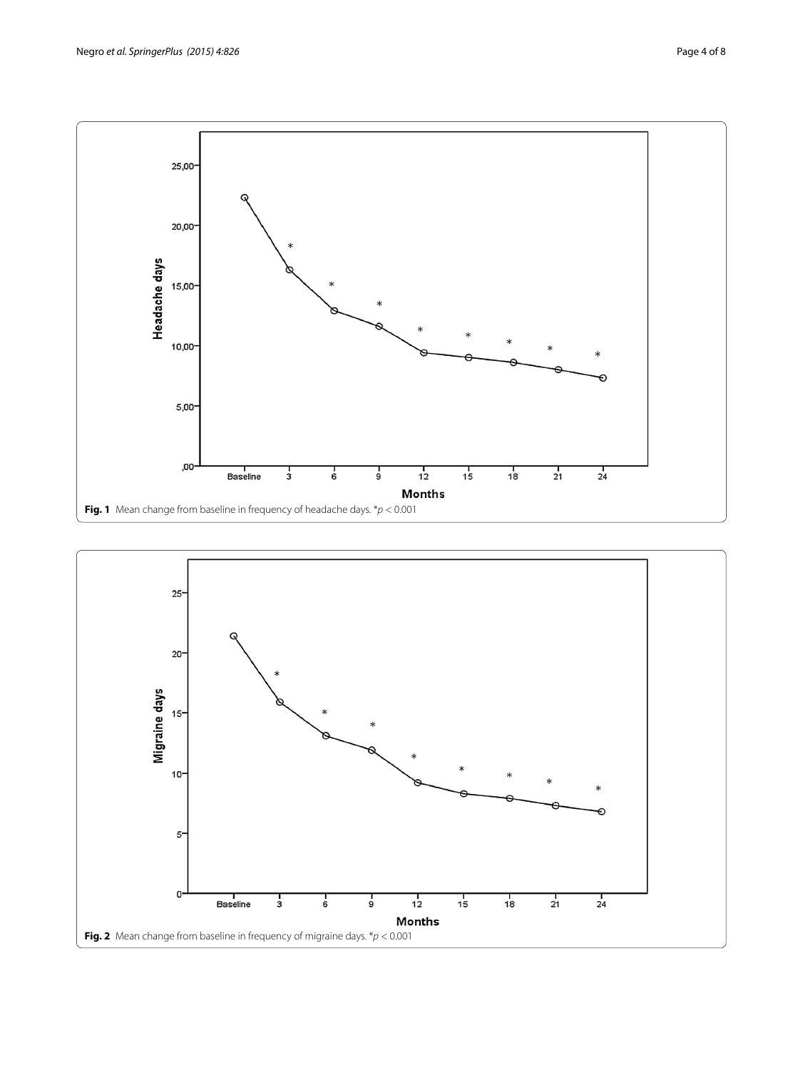Fig. 1 Mean change from baseline in frequency of headache days. *$p < 0.001$

Fig. 2 Mean change from baseline in frequency of migraine days. *$p < 0.001$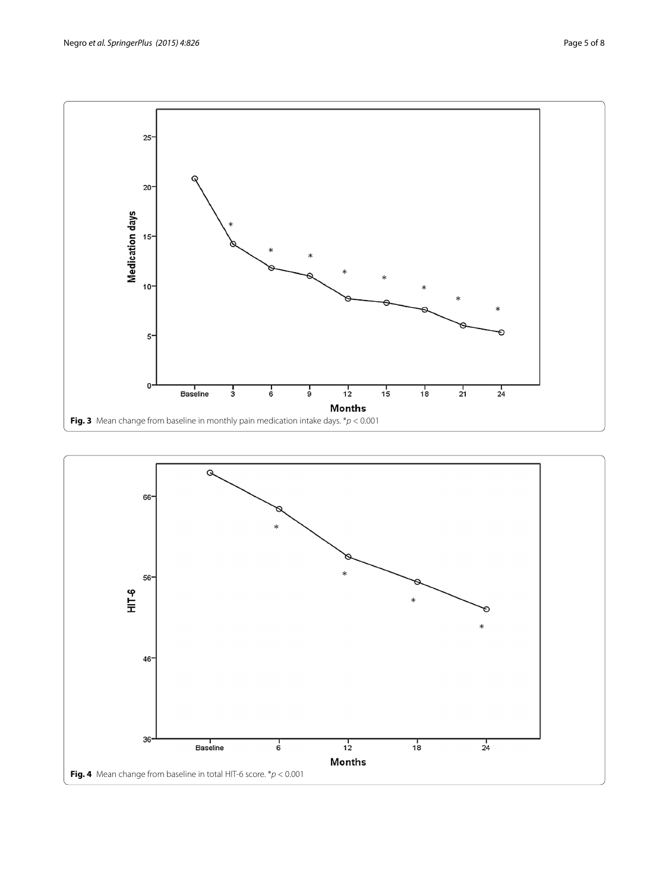**Fig. 3** Mean change from baseline in monthly pain medication intake days. $^{*}p < 0.001$

**Fig. 4** Mean change from baseline in total HIT-6 score. $^{*}p < 0.001$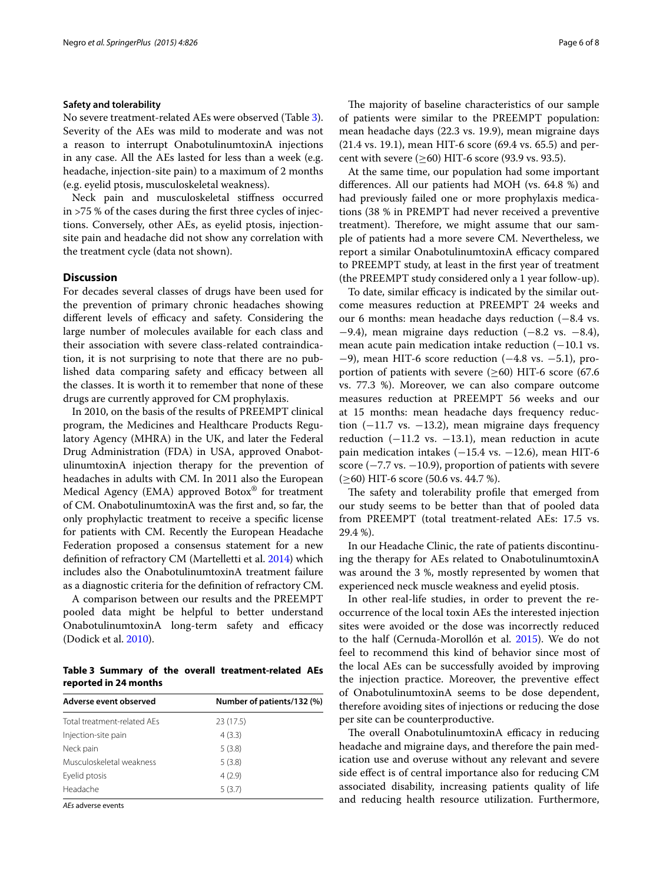**Safety and tolerability**

No severe treatment-related AEs were observed (Table 3). Severity of the AEs was mild to moderate and was not a reason to interrupt OnabotulinumtoxinA injections in any case. All the AEs lasted for less than a week (e.g. headache, injection-site pain) to a maximum of 2 months (e.g. eyelid ptosis, musculoskeletal weakness).

Neck pain and musculoskeletal stiffness occurred in >75 % of the cases during the first three cycles of injections. Conversely, other AEs, as eyelid ptosis, injection-site pain and headache did not show any correlation with the treatment cycle (data not shown).

## Discussion

For decades several classes of drugs have been used for the prevention of primary chronic headaches showing different levels of efficacy and safety. Considering the large number of molecules available for each class and their association with severe class-related contraindication, it is not surprising to note that there are no published data comparing safety and efficacy between all the classes. It is worth it to remember that none of these drugs are currently approved for CM prophylaxis.

In 2010, on the basis of the results of PREEMPT clinical program, the Medicines and Healthcare Products Regulatory Agency (MHRA) in the UK, and later the Federal Drug Administration (FDA) in USA, approved OnabotulinumtoxinA injection therapy for the prevention of headaches in adults with CM. In 2011 also the European Medical Agency (EMA) approved Botox® for treatment of CM. OnabotulinumtoxinA was the first and, so far, the only prophylactic treatment to receive a specific license for patients with CM. Recently the European Headache Federation proposed a consensus statement for a new definition of refractory CM (Martelletti et al. 2014) which includes also the OnabotulinumtoxinA treatment failure as a diagnostic criteria for the definition of refractory CM.

A comparison between our results and the PREEMPT pooled data might be helpful to better understand OnabotulinumtoxinA long-term safety and efficacy (Dodick et al. 2010).

**Table 3 Summary of the overall treatment-related AEs reported in 24 months**

| Adverse event observed | Number of patients/132 (%) |
|---|---|
| Total treatment-related AEs | 23 (17.5) |
| Injection-site pain | 4 (3.3) |
| Neck pain | 5 (3.8) |
| Musculoskeletal weakness | 5 (3.8) |
| Eyelid ptosis | 4 (2.9) |
| Headache | 5 (3.7) |

*AEs* adverse events

The majority of baseline characteristics of our sample of patients were similar to the PREEMPT population: mean headache days (22.3 vs. 19.9), mean migraine days (21.4 vs. 19.1), mean HIT-6 score (69.4 vs. 65.5) and percent with severe (≥60) HIT-6 score (93.9 vs. 93.5).

At the same time, our population had some important differences. All our patients had MOH (vs. 64.8 %) and had previously failed one or more prophylaxis medications (38 % in PREMPT had never received a preventive treatment). Therefore, we might assume that our sample of patients had a more severe CM. Nevertheless, we report a similar OnabotulinumtoxinA efficacy compared to PREEMPT study, at least in the first year of treatment (the PREEMPT study considered only a 1 year follow-up).

To date, similar efficacy is indicated by the similar outcome measures reduction at PREEMPT 24 weeks and our 6 months: mean headache days reduction (−8.4 vs. −9.4), mean migraine days reduction (−8.2 vs. −8.4), mean acute pain medication intake reduction (−10.1 vs. −9), mean HIT-6 score reduction (−4.8 vs. −5.1), proportion of patients with severe (≥60) HIT-6 score (67.6 vs. 77.3 %). Moreover, we can also compare outcome measures reduction at PREEMPT 56 weeks and our at 15 months: mean headache days frequency reduction (−11.7 vs. −13.2), mean migraine days frequency reduction (−11.2 vs. −13.1), mean reduction in acute pain medication intakes (−15.4 vs. −12.6), mean HIT-6 score (−7.7 vs. −10.9), proportion of patients with severe (≥60) HIT-6 score (50.6 vs. 44.7 %).

The safety and tolerability profile that emerged from our study seems to be better than that of pooled data from PREEMPT (total treatment-related AEs: 17.5 vs. 29.4 %).

In our Headache Clinic, the rate of patients discontinuing the therapy for AEs related to OnabotulinumtoxinA was around the 3 %, mostly represented by women that experienced neck muscle weakness and eyelid ptosis.

In other real-life studies, in order to prevent the reoccurrence of the local toxin AEs the interested injection sites were avoided or the dose was incorrectly reduced to the half (Cernuda-Morollón et al. 2015). We do not feel to recommend this kind of behavior since most of the local AEs can be successfully avoided by improving the injection practice. Moreover, the preventive effect of OnabotulinumtoxinA seems to be dose dependent, therefore avoiding sites of injections or reducing the dose per site can be counterproductive.

The overall OnabotulinumtoxinA efficacy in reducing headache and migraine days, and therefore the pain medication use and overuse without any relevant and severe side effect is of central importance also for reducing CM associated disability, increasing patients quality of life and reducing health resource utilization. Furthermore,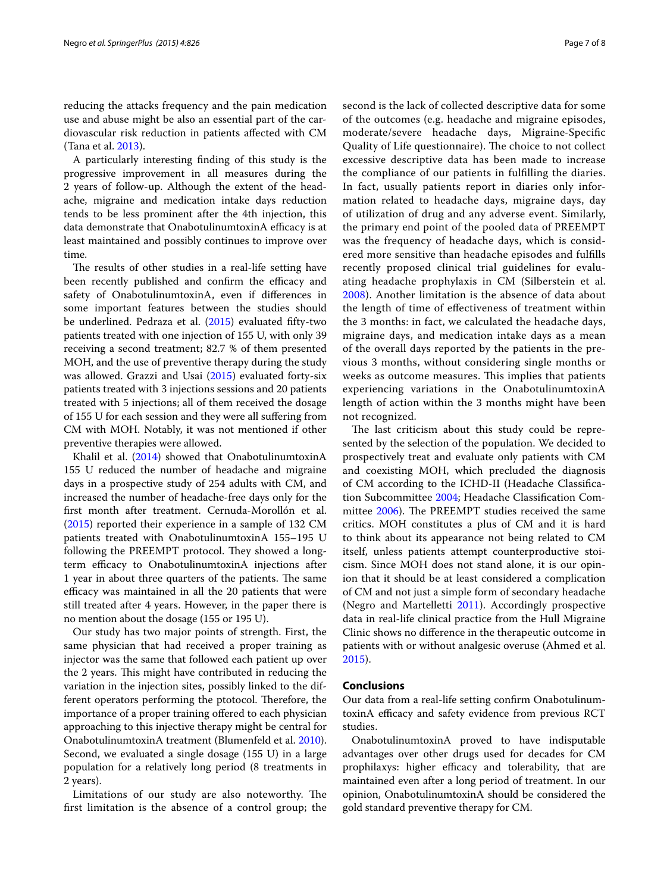reducing the attacks frequency and the pain medication use and abuse might be also an essential part of the cardiovascular risk reduction in patients affected with CM (Tana et al. 2013).

A particularly interesting finding of this study is the progressive improvement in all measures during the 2 years of follow-up. Although the extent of the headache, migraine and medication intake days reduction tends to be less prominent after the 4th injection, this data demonstrate that OnabotulinumtoxinA efficacy is at least maintained and possibly continues to improve over time.

The results of other studies in a real-life setting have been recently published and confirm the efficacy and safety of OnabotulinumtoxinA, even if differences in some important features between the studies should be underlined. Pedraza et al. (2015) evaluated fifty-two patients treated with one injection of 155 U, with only 39 receiving a second treatment; 82.7 % of them presented MOH, and the use of preventive therapy during the study was allowed. Grazzi and Usai (2015) evaluated forty-six patients treated with 3 injections sessions and 20 patients treated with 5 injections; all of them received the dosage of 155 U for each session and they were all suffering from CM with MOH. Notably, it was not mentioned if other preventive therapies were allowed.

Khalil et al. (2014) showed that OnabotulinumtoxinA 155 U reduced the number of headache and migraine days in a prospective study of 254 adults with CM, and increased the number of headache-free days only for the first month after treatment. Cernuda-Morollón et al. (2015) reported their experience in a sample of 132 CM patients treated with OnabotulinumtoxinA 155–195 U following the PREEMPT protocol. They showed a long-term efficacy to OnabotulinumtoxinA injections after 1 year in about three quarters of the patients. The same efficacy was maintained in all the 20 patients that were still treated after 4 years. However, in the paper there is no mention about the dosage (155 or 195 U).

Our study has two major points of strength. First, the same physician that had received a proper training as injector was the same that followed each patient up over the 2 years. This might have contributed in reducing the variation in the injection sites, possibly linked to the different operators performing the ptotocol. Therefore, the importance of a proper training offered to each physician approaching to this injective therapy might be central for OnabotulinumtoxinA treatment (Blumenfeld et al. 2010). Second, we evaluated a single dosage (155 U) in a large population for a relatively long period (8 treatments in 2 years).

Limitations of our study are also noteworthy. The first limitation is the absence of a control group; the second is the lack of collected descriptive data for some of the outcomes (e.g. headache and migraine episodes, moderate/severe headache days, Migraine-Specific Quality of Life questionnaire). The choice to not collect excessive descriptive data has been made to increase the compliance of our patients in fulfilling the diaries. In fact, usually patients report in diaries only information related to headache days, migraine days, day of utilization of drug and any adverse event. Similarly, the primary end point of the pooled data of PREEMPT was the frequency of headache days, which is considered more sensitive than headache episodes and fulfills recently proposed clinical trial guidelines for evaluating headache prophylaxis in CM (Silberstein et al. 2008). Another limitation is the absence of data about the length of time of effectiveness of treatment within the 3 months: in fact, we calculated the headache days, migraine days, and medication intake days as a mean of the overall days reported by the patients in the previous 3 months, without considering single months or weeks as outcome measures. This implies that patients experiencing variations in the OnabotulinumtoxinA length of action within the 3 months might have been not recognized.

The last criticism about this study could be represented by the selection of the population. We decided to prospectively treat and evaluate only patients with CM and coexisting MOH, which precluded the diagnosis of CM according to the ICHD-II (Headache Classification Subcommittee 2004; Headache Classification Committee 2006). The PREEMPT studies received the same critics. MOH constitutes a plus of CM and it is hard to think about its appearance not being related to CM itself, unless patients attempt counterproductive stoicism. Since MOH does not stand alone, it is our opinion that it should be at least considered a complication of CM and not just a simple form of secondary headache (Negro and Martelletti 2011). Accordingly prospective data in real-life clinical practice from the Hull Migraine Clinic shows no difference in the therapeutic outcome in patients with or without analgesic overuse (Ahmed et al. 2015).

## Conclusions

Our data from a real-life setting confirm OnabotulinumtoxinA efficacy and safety evidence from previous RCT studies.

OnabotulinumtoxinA proved to have indisputable advantages over other drugs used for decades for CM prophilaxys: higher efficacy and tolerability, that are maintained even after a long period of treatment. In our opinion, OnabotulinumtoxinA should be considered the gold standard preventive therapy for CM.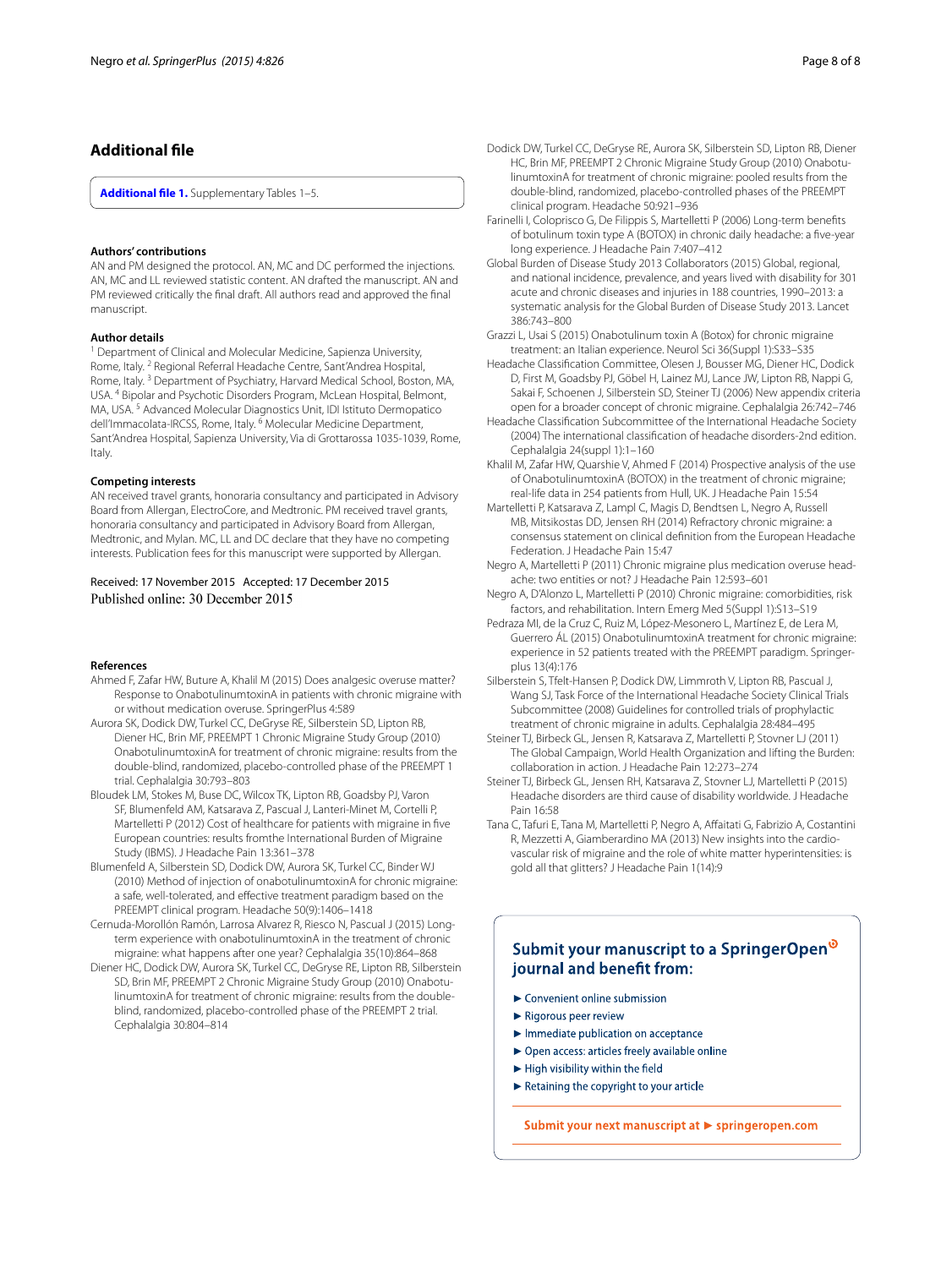## Additional file

**Additional file 1.** Supplementary Tables 1–5.

### Authors' contributions

AN and PM designed the protocol. AN, MC and DC performed the injections. AN, MC and LL reviewed statistic content. AN drafted the manuscript. AN and PM reviewed critically the final draft. All authors read and approved the final manuscript.

### Author details

[1] Department of Clinical and Molecular Medicine, Sapienza University, Rome, Italy. [2] Regional Referral Headache Centre, Sant'Andrea Hospital, Rome, Italy. [3] Department of Psychiatry, Harvard Medical School, Boston, MA, USA. [4] Bipolar and Psychotic Disorders Program, McLean Hospital, Belmont, MA, USA. [5] Advanced Molecular Diagnostics Unit, IDI Istituto Dermopatico dell'Immacolata-IRCSS, Rome, Italy. [6] Molecular Medicine Department, Sant'Andrea Hospital, Sapienza University, Via di Grottarossa 1035-1039, Rome, Italy.

### Competing interests

AN received travel grants, honoraria consultancy and participated in Advisory Board from Allergan, ElectroCore, and Medtronic. PM received travel grants, honoraria consultancy and participated in Advisory Board from Allergan, Medtronic, and Mylan. MC, LL and DC declare that they have no competing interests. Publication fees for this manuscript were supported by Allergan.

Received: 17 November 2015 Accepted: 17 December 2015
Published online: 30 December 2015

### References

Ahmed F, Zafar HW, Buture A, Khalil M (2015) Does analgesic overuse matter? Response to OnabotulinumtoxinA in patients with chronic migraine with or without medication overuse. SpringerPlus 4:589

Aurora SK, Dodick DW, Turkel CC, DeGryse RE, Silberstein SD, Lipton RB, Diener HC, Brin MF, PREEMPT 1 Chronic Migraine Study Group (2010) OnabotulinumtoxinA for treatment of chronic migraine: results from the double-blind, randomized, placebo-controlled phase of the PREEMPT 1 trial. Cephalalgia 30:793–803

Bloudek LM, Stokes M, Buse DC, Wilcox TK, Lipton RB, Goadsby PJ, Varon SF, Blumenfeld AM, Katsarava Z, Pascual J, Lanteri-Minet M, Cortelli P, Martelletti P (2012) Cost of healthcare for patients with migraine in five European countries: results fromthe International Burden of Migraine Study (IBMS). J Headache Pain 13:361–378

Blumenfeld A, Silberstein SD, Dodick DW, Aurora SK, Turkel CC, Binder WJ (2010) Method of injection of onabotulinumtoxinA for chronic migraine: a safe, well-tolerated, and effective treatment paradigm based on the PREEMPT clinical program. Headache 50(9):1406–1418

Cernuda-Morollón Ramón, Larrosa Alvarez R, Riesco N, Pascual J (2015) Long-term experience with onabotulinumtoxinA in the treatment of chronic migraine: what happens after one year? Cephalalgia 35(10):864–868

Diener HC, Dodick DW, Aurora SK, Turkel CC, DeGryse RE, Lipton RB, Silberstein SD, Brin MF, PREEMPT 2 Chronic Migraine Study Group (2010) OnabotulinumtoxinA for treatment of chronic migraine: results from the double-blind, randomized, placebo-controlled phase of the PREEMPT 2 trial. Cephalalgia 30:804–814

Dodick DW, Turkel CC, DeGryse RE, Aurora SK, Silberstein SD, Lipton RB, Diener HC, Brin MF, PREEMPT 2 Chronic Migraine Study Group (2010) OnabotulinumtoxinA for treatment of chronic migraine: pooled results from the double-blind, randomized, placebo-controlled phases of the PREEMPT clinical program. Headache 50:921–936

Farinelli I, Coloprisco G, De Filippis S, Martelletti P (2006) Long-term benefits of botulinum toxin type A (BOTOX) in chronic daily headache: a five-year long experience. J Headache Pain 7:407–412

Global Burden of Disease Study 2013 Collaborators (2015) Global, regional, and national incidence, prevalence, and years lived with disability for 301 acute and chronic diseases and injuries in 188 countries, 1990–2013: a systematic analysis for the Global Burden of Disease Study 2013. Lancet 386:743–800

Grazzi L, Usai S (2015) Onabotulinum toxin A (Botox) for chronic migraine treatment: an Italian experience. Neurol Sci 36(Suppl 1):S33–S35

Headache Classification Committee, Olesen J, Bousser MG, Diener HC, Dodick D, First M, Goadsby PJ, Göbel H, Lainez MJ, Lance JW, Lipton RB, Nappi G, Sakai F, Schoenen J, Silberstein SD, Steiner TJ (2006) New appendix criteria open for a broader concept of chronic migraine. Cephalalgia 26:742–746

Headache Classification Subcommittee of the International Headache Society (2004) The international classification of headache disorders-2nd edition. Cephalalgia 24(suppl 1):1–160

Khalil M, Zafar HW, Quarshie V, Ahmed F (2014) Prospective analysis of the use of OnabotulinumtoxinA (BOTOX) in the treatment of chronic migraine; real-life data in 254 patients from Hull, UK. J Headache Pain 15:54

Martelletti P, Katsarava Z, Lampl C, Magis D, Bendtsen L, Negro A, Russell MB, Mitsikostas DD, Jensen RH (2014) Refractory chronic migraine: a consensus statement on clinical definition from the European Headache Federation. J Headache Pain 15:47

Negro A, Martelletti P (2011) Chronic migraine plus medication overuse headache: two entities or not? J Headache Pain 12:593–601

Negro A, D'Alonzo L, Martelletti P (2010) Chronic migraine: comorbidities, risk factors, and rehabilitation. Intern Emerg Med 5(Suppl 1):S13–S19

Pedraza MI, de la Cruz C, Ruiz M, López-Mesonero L, Martínez E, de Lera M, Guerrero ÁL (2015) OnabotulinumtoxinA treatment for chronic migraine: experience in 52 patients treated with the PREEMPT paradigm. Springerplus 13(4):176

Silberstein S, Tfelt-Hansen P, Dodick DW, Limmroth V, Lipton RB, Pascual J, Wang SJ, Task Force of the International Headache Society Clinical Trials Subcommittee (2008) Guidelines for controlled trials of prophylactic treatment of chronic migraine in adults. Cephalalgia 28:484–495

Steiner TJ, Birbeck GL, Jensen R, Katsarava Z, Martelletti P, Stovner LJ (2011) The Global Campaign, World Health Organization and lifting the Burden: collaboration in action. J Headache Pain 12:273–274

Steiner TJ, Birbeck GL, Jensen RH, Katsarava Z, Stovner LJ, Martelletti P (2015) Headache disorders are third cause of disability worldwide. J Headache Pain 16:58

Tana C, Tafuri E, Tana M, Martelletti P, Negro A, Affaitati G, Fabrizio A, Costantini R, Mezzetti A, Giamberardino MA (2013) New insights into the cardiovascular risk of migraine and the role of white matter hyperintensities: is gold all that glitters? J Headache Pain 1(14):9

**Submit your manuscript to a SpringerOpen journal and benefit from:**

- ► Convenient online submission
- ► Rigorous peer review
- ► Immediate publication on acceptance
- ► Open access: articles freely available online
- ► High visibility within the field
- ► Retaining the copyright to your article

**Submit your next manuscript at ► springeropen.com**